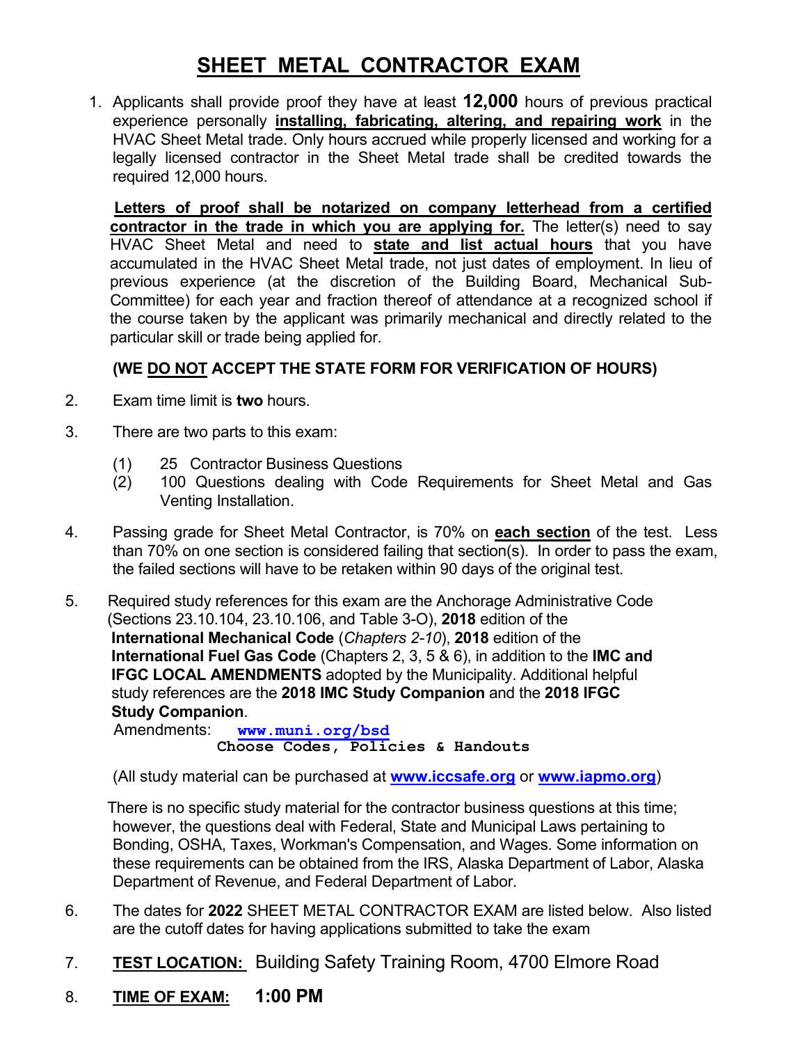# SHEET METAL CONTRACTOR EXAM

1. Applicants shall provide proof they have at least **12,000** hours of previous practical experience personally **installing, fabricating, altering, and repairing work** in the HVAC Sheet Metal trade. Only hours accrued while properly licensed and working for a legally licensed contractor in the Sheet Metal trade shall be credited towards the required 12,000 hours.

   **Letters of proof shall be notarized on company letterhead from a certified contractor in the trade in which you are applying for.** The letter(s) need to say HVAC Sheet Metal and need to **state and list actual hours** that you have accumulated in the HVAC Sheet Metal trade, not just dates of employment. In lieu of previous experience (at the discretion of the Building Board, Mechanical Sub-Committee) for each year and fraction thereof of attendance at a recognized school if the course taken by the applicant was primarily mechanical and directly related to the particular skill or trade being applied for.

   **(WE DO NOT ACCEPT THE STATE FORM FOR VERIFICATION OF HOURS)**

2. Exam time limit is **two** hours.

3. There are two parts to this exam:

   (1) 25 Contractor Business Questions
   (2) 100 Questions dealing with Code Requirements for Sheet Metal and Gas Venting Installation.

4. Passing grade for Sheet Metal Contractor, is 70% on **each section** of the test. Less than 70% on one section is considered failing that section(s). In order to pass the exam, the failed sections will have to be retaken within 90 days of the original test.

5. Required study references for this exam are the Anchorage Administrative Code (Sections 23.10.104, 23.10.106, and Table 3-O), **2018** edition of the **International Mechanical Code** (*Chapters 2-10*), **2018** edition of the **International Fuel Gas Code** (Chapters 2, 3, 5 & 6), in addition to the **IMC and IFGC LOCAL AMENDMENTS** adopted by the Municipality. Additional helpful study references are the **2018 IMC Study Companion** and the **2018 IFGC Study Companion**.

   Amendments: **www.muni.org/bsd**
   **Choose Codes, Policies & Handouts**

   (All study material can be purchased at **www.iccsafe.org** or **www.iapmo.org**)

   There is no specific study material for the contractor business questions at this time; however, the questions deal with Federal, State and Municipal Laws pertaining to Bonding, OSHA, Taxes, Workman's Compensation, and Wages. Some information on these requirements can be obtained from the IRS, Alaska Department of Labor, Alaska Department of Revenue, and Federal Department of Labor.

6. The dates for **2022** SHEET METAL CONTRACTOR EXAM are listed below. Also listed are the cutoff dates for having applications submitted to take the exam

7. **TEST LOCATION:** Building Safety Training Room, 4700 Elmore Road

8. **TIME OF EXAM:** **1:00 PM**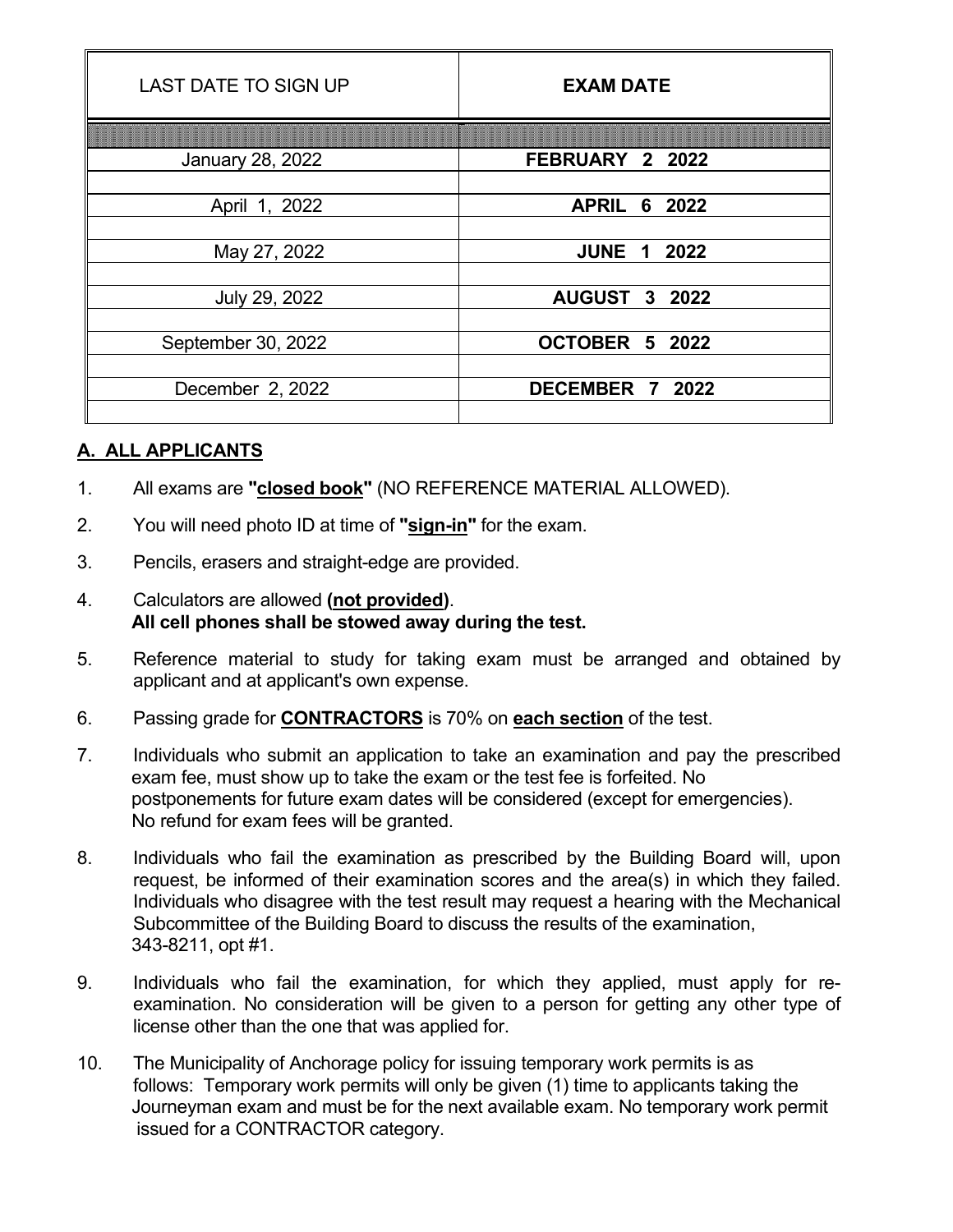| LAST DATE TO SIGN UP | **EXAM DATE** |
|---|---|
| January 28, 2022 | **FEBRUARY 2 2022** |
| April 1, 2022 | **APRIL 6 2022** |
| May 27, 2022 | **JUNE 1 2022** |
| July 29, 2022 | **AUGUST 3 2022** |
| September 30, 2022 | **OCTOBER 5 2022** |
| December 2, 2022 | **DECEMBER 7 2022** |

## A. ALL APPLICANTS

1. All exams are **"closed book"** (NO REFERENCE MATERIAL ALLOWED).
2. You will need photo ID at time of **"sign-in"** for the exam.
3. Pencils, erasers and straight-edge are provided.
4. Calculators are allowed **(not provided)**.
   **All cell phones shall be stowed away during the test.**
5. Reference material to study for taking exam must be arranged and obtained by applicant and at applicant's own expense.
6. Passing grade for **CONTRACTORS** is 70% on **each section** of the test.
7. Individuals who submit an application to take an examination and pay the prescribed exam fee, must show up to take the exam or the test fee is forfeited. No postponements for future exam dates will be considered (except for emergencies). No refund for exam fees will be granted.
8. Individuals who fail the examination as prescribed by the Building Board will, upon request, be informed of their examination scores and the area(s) in which they failed. Individuals who disagree with the test result may request a hearing with the Mechanical Subcommittee of the Building Board to discuss the results of the examination, 343-8211, opt #1.
9. Individuals who fail the examination, for which they applied, must apply for re-examination. No consideration will be given to a person for getting any other type of license other than the one that was applied for.
10. The Municipality of Anchorage policy for issuing temporary work permits is as follows: Temporary work permits will only be given (1) time to applicants taking the Journeyman exam and must be for the next available exam. No temporary work permit issued for a CONTRACTOR category.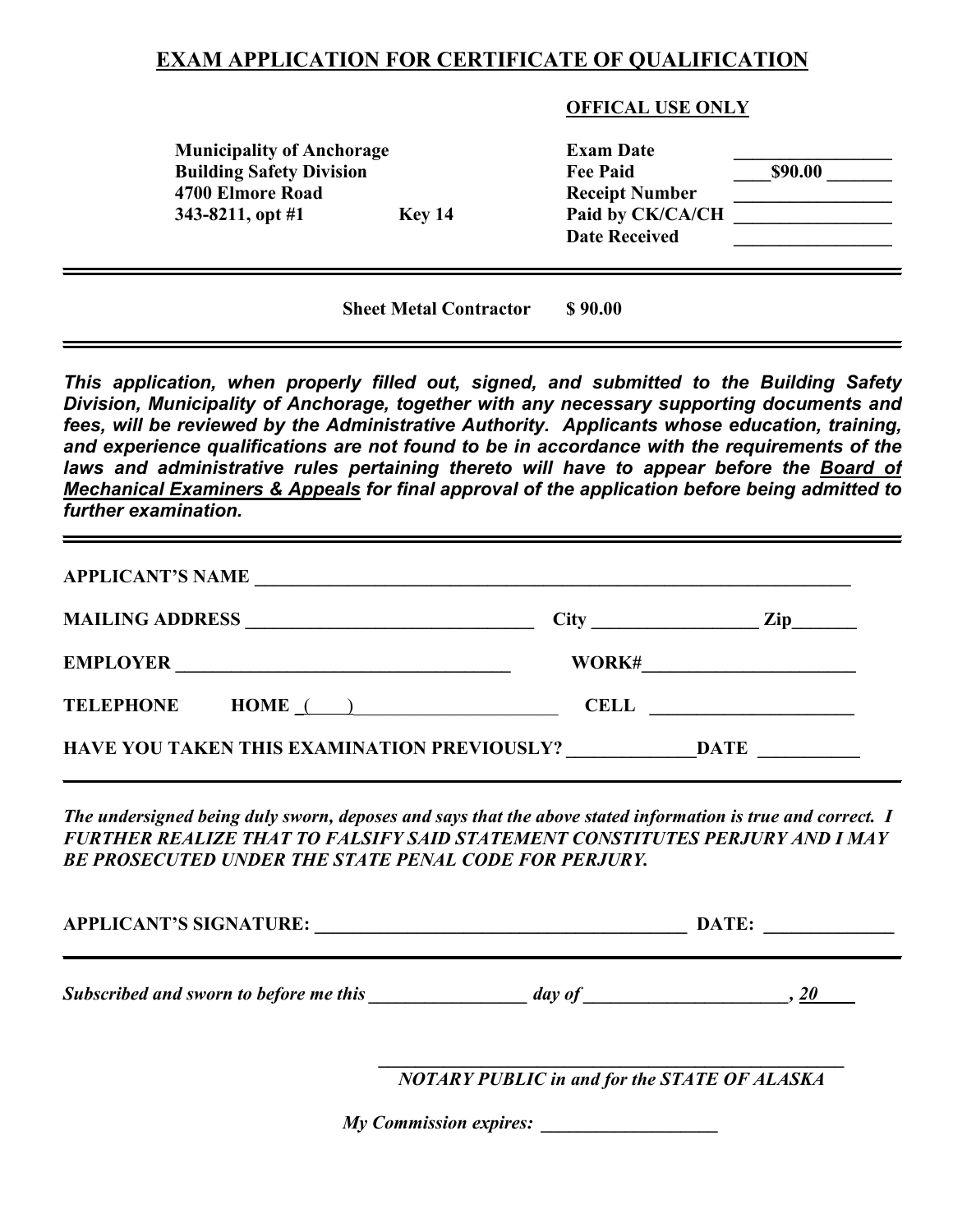# EXAM APPLICATION FOR CERTIFICATE OF QUALIFICATION

**OFFICAL USE ONLY**

| | |
|---|---|
| **Municipality of Anchorage** | **Exam Date** ________________ |
| **Building Safety Division** | **Fee Paid** ____$90.00 _______ |
| **4700 Elmore Road** | **Receipt Number** ________________ |
| **343-8211, opt #1 Key 14** | **Paid by CK/CA/CH** ________________ |
| | **Date Received** ________________ |

---

**Sheet Metal Contractor $ 90.00**

---

***This application, when properly filled out, signed, and submitted to the Building Safety Division, Municipality of Anchorage, together with any necessary supporting documents and fees, will be reviewed by the Administrative Authority. Applicants whose education, training, and experience qualifications are not found to be in accordance with the requirements of the laws and administrative rules pertaining thereto will have to appear before the Board of Mechanical Examiners & Appeals for final approval of the application before being admitted to further examination.***

---

**APPLICANT'S NAME** ________________________________________________________________

**MAILING ADDRESS** ________________________________ **City** __________________ **Zip**_______

**EMPLOYER** ____________________________________ **WORK#**_______________________

**TELEPHONE HOME** ( ) ______________________ **CELL** ______________________

**HAVE YOU TAKEN THIS EXAMINATION PREVIOUSLY?** _____________ **DATE** ___________

---

***The undersigned being duly sworn, deposes and says that the above stated information is true and correct. I FURTHER REALIZE THAT TO FALSIFY SAID STATEMENT CONSTITUTES PERJURY AND I MAY BE PROSECUTED UNDER THE STATE PENAL CODE FOR PERJURY.***

**APPLICANT'S SIGNATURE:** ________________________________________ **DATE:** ______________

---

***Subscribed and sworn to before me this _________________ day of ______________________, 20____***

_____________________________________________________

***NOTARY PUBLIC in and for the STATE OF ALASKA***

***My Commission expires:*** ___________________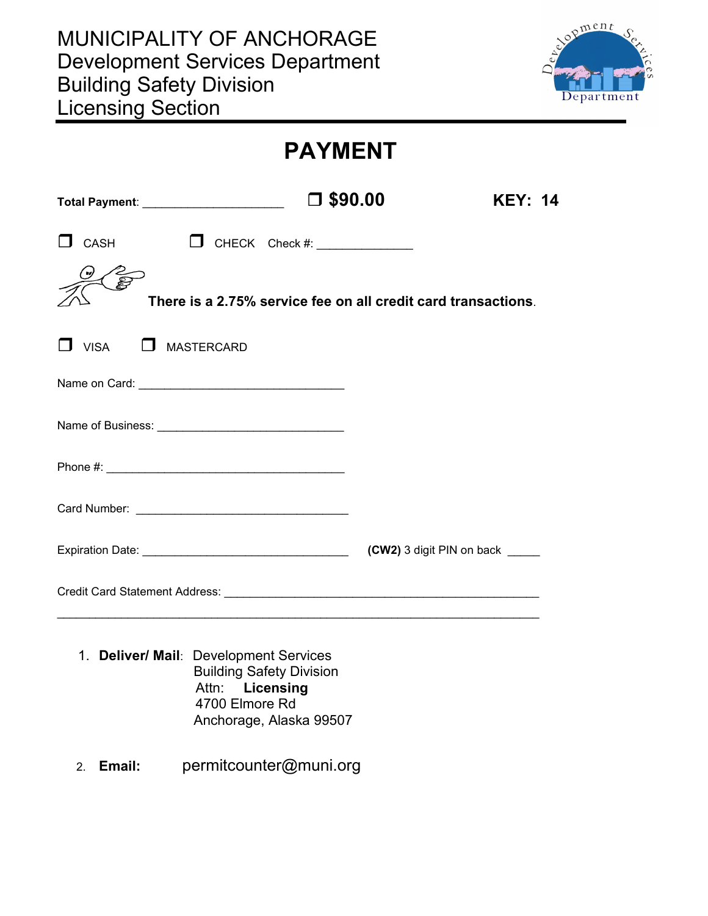MUNICIPALITY OF ANCHORAGE
Development Services Department
Building Safety Division
Licensing Section

# PAYMENT

**Total Payment**: ____________________ ❒ **$90.00** **KEY: 14**

❒ CASH ❒ CHECK Check #: ______________

**There is a 2.75% service fee on all credit card transactions**.

❒ VISA ❒ MASTERCARD

Name on Card: ________________________________

Name of Business: ____________________________

Phone #: _____________________________________

Card Number: _________________________________

Expiration Date: ________________________________ **(CW2)** 3 digit PIN on back _____

Credit Card Statement Address: _______________________________________________

_______________________________________________________________________________

1. **Deliver/ Mail**: Development Services
   Building Safety Division
   Attn: **Licensing**
   4700 Elmore Rd
   Anchorage, Alaska 99507

2. **Email:** permitcounter@muni.org